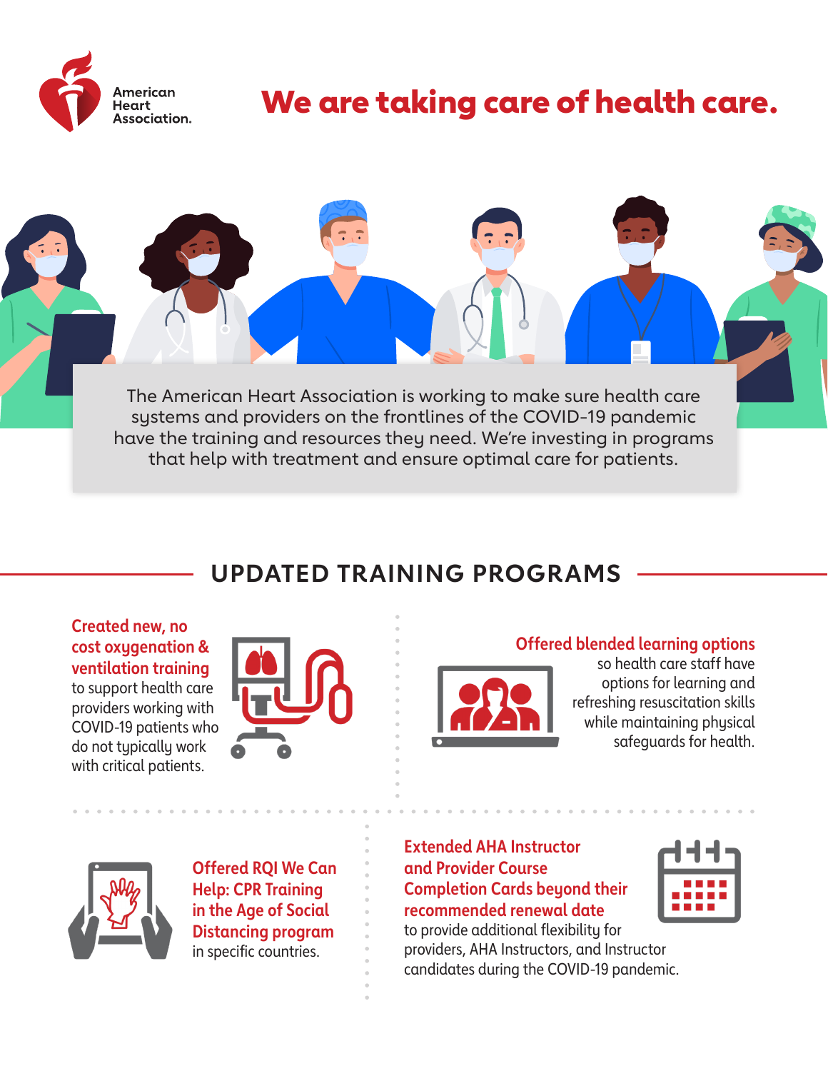American Heart Association.

# We are taking care of health care.

The American Heart Association is working to make sure health care systems and providers on the frontlines of the COVID-19 pandemic have the training and resources they need. We're investing in programs that help with treatment and ensure optimal care for patients.

## UPDATED TRAINING PROGRAMS

**Created new, no cost oxygenation & ventilation training** to support health care providers working with COVID-19 patients who do not typically work with critical patients.

**Offered blended learning options** so health care staff have options for learning and refreshing resuscitation skills while maintaining physical safeguards for health.

**Offered RQI We Can Help: CPR Training in the Age of Social Distancing program** in specific countries.

**Extended AHA Instructor and Provider Course Completion Cards beyond their recommended renewal date** to provide additional flexibility for providers, AHA Instructors, and Instructor candidates during the COVID-19 pandemic.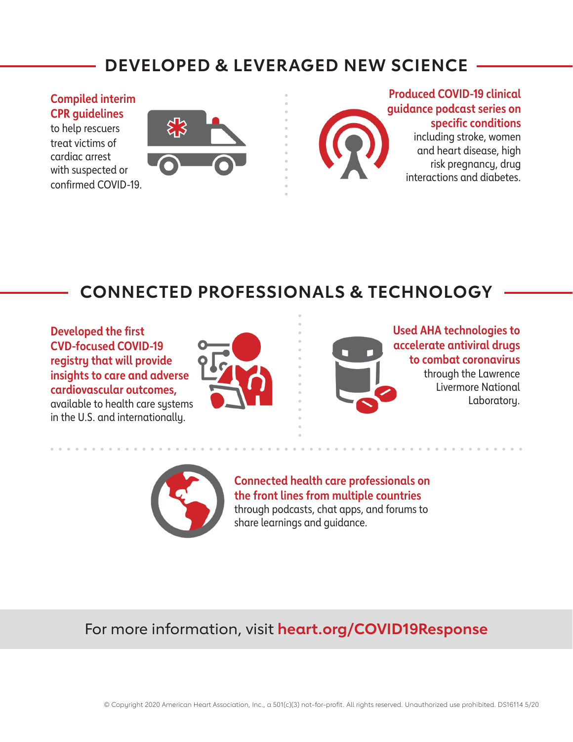## DEVELOPED & LEVERAGED NEW SCIENCE

**Compiled interim CPR guidelines** to help rescuers treat victims of cardiac arrest with suspected or confirmed COVID-19.

**Produced COVID-19 clinical guidance podcast series on specific conditions** including stroke, women and heart disease, high risk pregnancy, drug interactions and diabetes.

## CONNECTED PROFESSIONALS & TECHNOLOGY

**Developed the first CVD-focused COVID-19 registry that will provide insights to care and adverse cardiovascular outcomes,** available to health care systems in the U.S. and internationally.

**Used AHA technologies to accelerate antiviral drugs to combat coronavirus** through the Lawrence Livermore National Laboratory.

**Connected health care professionals on the front lines from multiple countries** through podcasts, chat apps, and forums to share learnings and guidance.

For more information, visit **heart.org/COVID19Response**

© Copyright 2020 American Heart Association, Inc., a 501(c)(3) not-for-profit. All rights reserved. Unauthorized use prohibited. DS16114 5/20